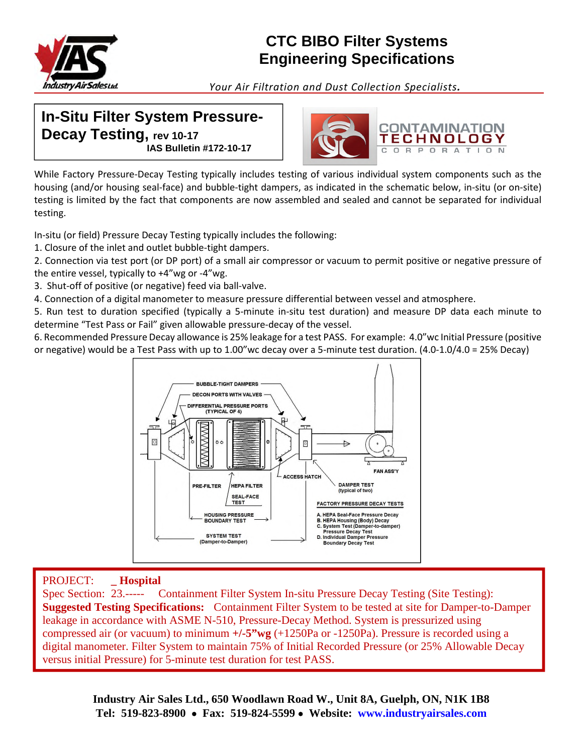# CTC BIBO Filter Systems Engineering Specifications

*Your Air Filtration and Dust Collection Specialists.*

## In-Situ Filter System Pressure-Decay Testing, rev 10-17

**IAS Bulletin #172-10-17**

While Factory Pressure-Decay Testing typically includes testing of various individual system components such as the housing (and/or housing seal-face) and bubble-tight dampers, as indicated in the schematic below, in-situ (or on-site) testing is limited by the fact that components are now assembled and sealed and cannot be separated for individual testing.

In-situ (or field) Pressure Decay Testing typically includes the following:

1. Closure of the inlet and outlet bubble-tight dampers.
2. Connection via test port (or DP port) of a small air compressor or vacuum to permit positive or negative pressure of the entire vessel, typically to +4"wg or -4"wg.
3. Shut-off of positive (or negative) feed via ball-valve.
4. Connection of a digital manometer to measure pressure differential between vessel and atmosphere.
5. Run test to duration specified (typically a 5-minute in-situ test duration) and measure DP data each minute to determine "Test Pass or Fail" given allowable pressure-decay of the vessel.
6. Recommended Pressure Decay allowance is 25% leakage for a test PASS. For example: 4.0"wc Initial Pressure (positive or negative) would be a Test Pass with up to 1.00"wc decay over a 5-minute test duration. (4.0-1.0/4.0 = 25% Decay)

BUBBLE-TIGHT DAMPERS
DECON PORTS WITH VALVES
DIFFERENTIAL PRESSURE PORTS (TYPICAL OF 4)
PRE-FILTER
HEPA FILTER
SEAL-FACE TEST
ACCESS HATCH
DAMPER TEST (typical of two)
FAN ASS'Y
HOUSING PRESSURE BOUNDARY TEST
SYSTEM TEST (Damper-to-Damper)

FACTORY PRESSURE DECAY TESTS
A. HEPA Seal-Face Pressure Decay
B. HEPA Housing (Body) Decay
C. System Test (Damper-to-damper) Pressure Decay Test
D. Individual Damper Pressure Boundary Decay Test

PROJECT: _ **Hospital**
Spec Section: 23.----- Containment Filter System In-situ Pressure Decay Testing (Site Testing):
**Suggested Testing Specifications:** Containment Filter System to be tested at site for Damper-to-Damper leakage in accordance with ASME N-510, Pressure-Decay Method. System is pressurized using compressed air (or vacuum) to minimum **+/-5"wg** (+1250Pa or -1250Pa). Pressure is recorded using a digital manometer. Filter System to maintain 75% of Initial Recorded Pressure (or 25% Allowable Decay versus initial Pressure) for 5-minute test duration for test PASS.

**Industry Air Sales Ltd., 650 Woodlawn Road W., Unit 8A, Guelph, ON, N1K 1B8**
**Tel: 519-823-8900 • Fax: 519-824-5599 • Website: www.industryairsales.com**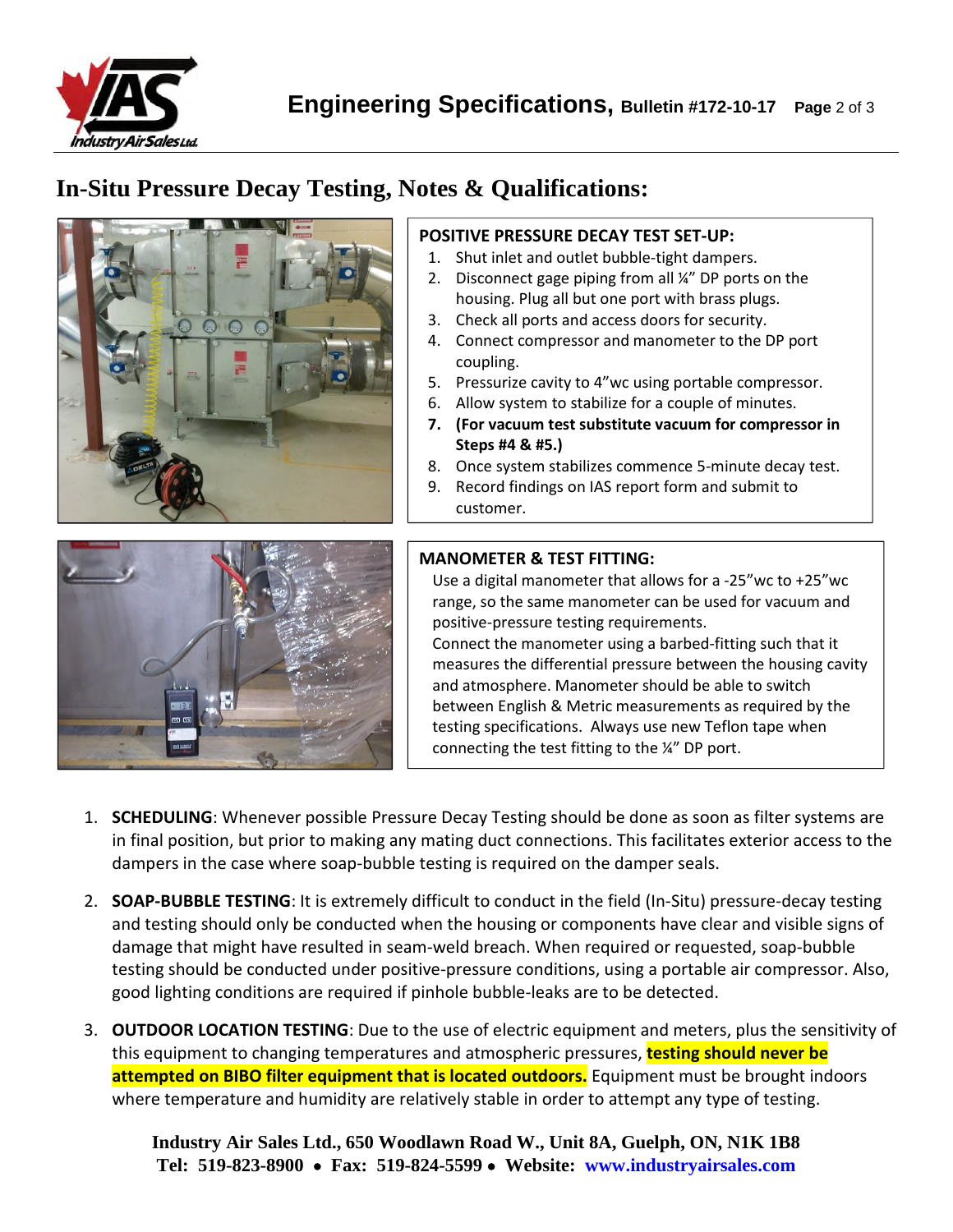# In-Situ Pressure Decay Testing, Notes & Qualifications:

**POSITIVE PRESSURE DECAY TEST SET-UP:**

1. Shut inlet and outlet bubble-tight dampers.
2. Disconnect gage piping from all ¼" DP ports on the housing. Plug all but one port with brass plugs.
3. Check all ports and access doors for security.
4. Connect compressor and manometer to the DP port coupling.
5. Pressurize cavity to 4"wc using portable compressor.
6. Allow system to stabilize for a couple of minutes.
7. **(For vacuum test substitute vacuum for compressor in Steps #4 & #5.)**
8. Once system stabilizes commence 5-minute decay test.
9. Record findings on IAS report form and submit to customer.

**MANOMETER & TEST FITTING:**

Use a digital manometer that allows for a -25"wc to +25"wc range, so the same manometer can be used for vacuum and positive-pressure testing requirements.
Connect the manometer using a barbed-fitting such that it measures the differential pressure between the housing cavity and atmosphere. Manometer should be able to switch between English & Metric measurements as required by the testing specifications. Always use new Teflon tape when connecting the test fitting to the ¼" DP port.

1. **SCHEDULING**: Whenever possible Pressure Decay Testing should be done as soon as filter systems are in final position, but prior to making any mating duct connections. This facilitates exterior access to the dampers in the case where soap-bubble testing is required on the damper seals.
2. **SOAP-BUBBLE TESTING**: It is extremely difficult to conduct in the field (In-Situ) pressure-decay testing and testing should only be conducted when the housing or components have clear and visible signs of damage that might have resulted in seam-weld breach. When required or requested, soap-bubble testing should be conducted under positive-pressure conditions, using a portable air compressor. Also, good lighting conditions are required if pinhole bubble-leaks are to be detected.
3. **OUTDOOR LOCATION TESTING**: Due to the use of electric equipment and meters, plus the sensitivity of this equipment to changing temperatures and atmospheric pressures, **testing should never be attempted on BIBO filter equipment that is located outdoors.** Equipment must be brought indoors where temperature and humidity are relatively stable in order to attempt any type of testing.

**Industry Air Sales Ltd., 650 Woodlawn Road W., Unit 8A, Guelph, ON, N1K 1B8**
**Tel: 519-823-8900 • Fax: 519-824-5599 • Website: www.industryairsales.com**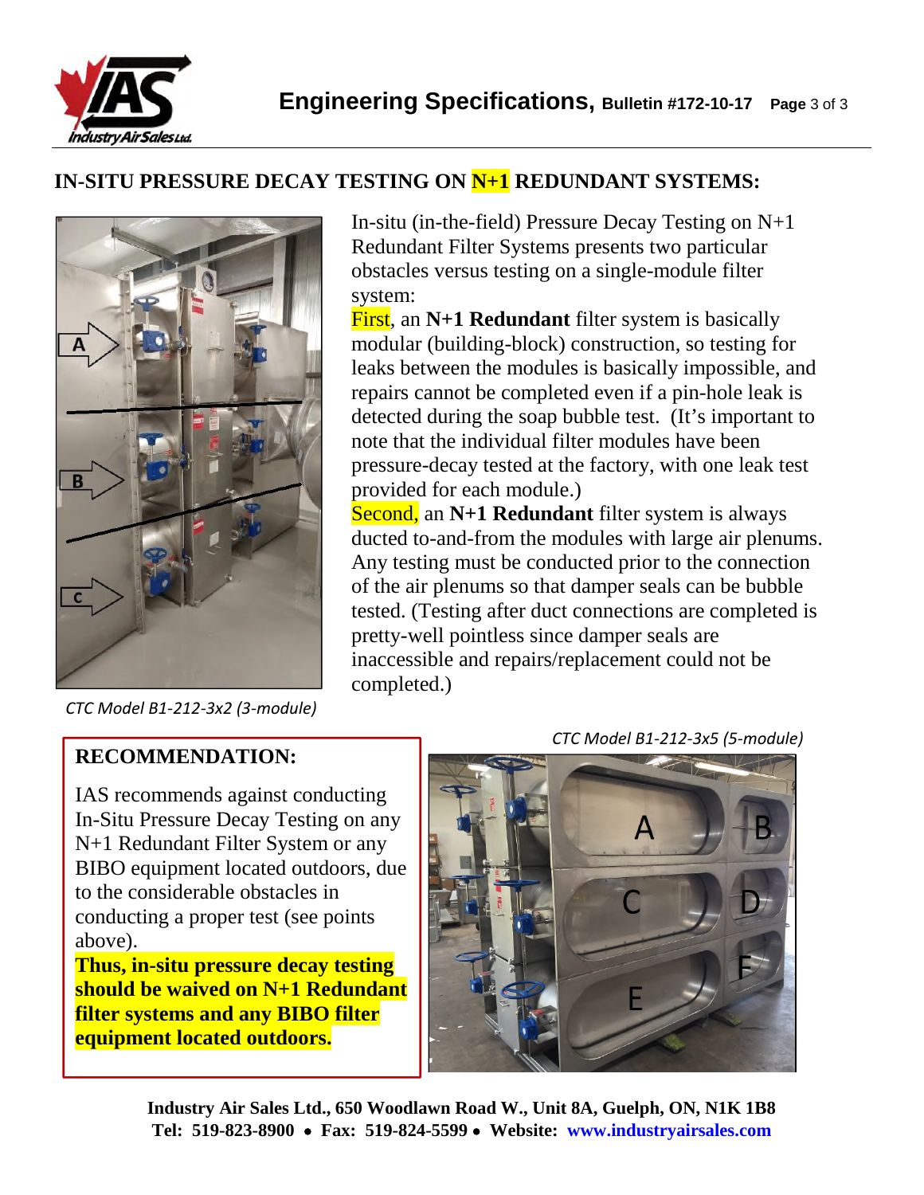## IN-SITU PRESSURE DECAY TESTING ON N+1 REDUNDANT SYSTEMS:

In-situ (in-the-field) Pressure Decay Testing on N+1 Redundant Filter Systems presents two particular obstacles versus testing on a single-module filter system:

First, an **N+1 Redundant** filter system is basically modular (building-block) construction, so testing for leaks between the modules is basically impossible, and repairs cannot be completed even if a pin-hole leak is detected during the soap bubble test. (It's important to note that the individual filter modules have been pressure-decay tested at the factory, with one leak test provided for each module.)

Second, an **N+1 Redundant** filter system is always ducted to-and-from the modules with large air plenums. Any testing must be conducted prior to the connection of the air plenums so that damper seals can be bubble tested. (Testing after duct connections are completed is pretty-well pointless since damper seals are inaccessible and repairs/replacement could not be completed.)

*CTC Model B1-212-3x2 (3-module)*

### RECOMMENDATION:

IAS recommends against conducting In-Situ Pressure Decay Testing on any N+1 Redundant Filter System or any BIBO equipment located outdoors, due to the considerable obstacles in conducting a proper test (see points above).

**Thus, in-situ pressure decay testing should be waived on N+1 Redundant filter systems and any BIBO filter equipment located outdoors.**

*CTC Model B1-212-3x5 (5-module)*

**Industry Air Sales Ltd., 650 Woodlawn Road W., Unit 8A, Guelph, ON, N1K 1B8**
**Tel: 519-823-8900 • Fax: 519-824-5599 • Website: www.industryairsales.com**